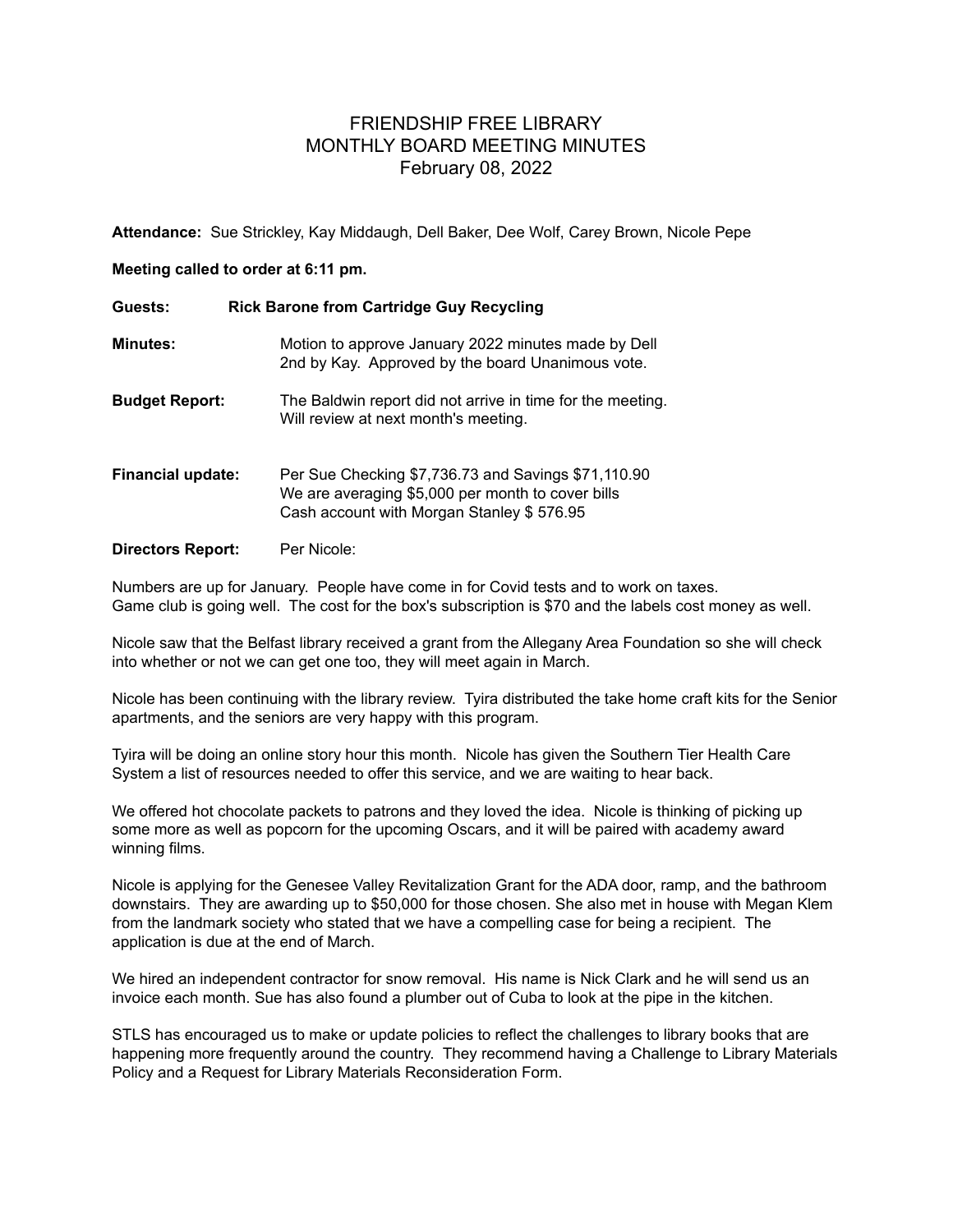# FRIENDSHIP FREE LIBRARY
## MONTHLY BOARD MEETING MINUTES
### February 08, 2022

**Attendance:** Sue Strickley, Kay Middaugh, Dell Baker, Dee Wolf, Carey Brown, Nicole Pepe

**Meeting called to order at 6:11 pm.**

**Guests:** **Rick Barone from Cartridge Guy Recycling**

**Minutes:** Motion to approve January 2022 minutes made by Dell 2nd by Kay. Approved by the board Unanimous vote.

**Budget Report:** The Baldwin report did not arrive in time for the meeting. Will review at next month's meeting.

**Financial update:** Per Sue Checking $7,736.73 and Savings $71,110.90
We are averaging $5,000 per month to cover bills
Cash account with Morgan Stanley $ 576.95

**Directors Report:** Per Nicole:

Numbers are up for January. People have come in for Covid tests and to work on taxes.
Game club is going well. The cost for the box's subscription is $70 and the labels cost money as well.

Nicole saw that the Belfast library received a grant from the Allegany Area Foundation so she will check into whether or not we can get one too, they will meet again in March.

Nicole has been continuing with the library review. Tyira distributed the take home craft kits for the Senior apartments, and the seniors are very happy with this program.

Tyira will be doing an online story hour this month. Nicole has given the Southern Tier Health Care System a list of resources needed to offer this service, and we are waiting to hear back.

We offered hot chocolate packets to patrons and they loved the idea. Nicole is thinking of picking up some more as well as popcorn for the upcoming Oscars, and it will be paired with academy award winning films.

Nicole is applying for the Genesee Valley Revitalization Grant for the ADA door, ramp, and the bathroom downstairs. They are awarding up to $50,000 for those chosen. She also met in house with Megan Klem from the landmark society who stated that we have a compelling case for being a recipient. The application is due at the end of March.

We hired an independent contractor for snow removal. His name is Nick Clark and he will send us an invoice each month. Sue has also found a plumber out of Cuba to look at the pipe in the kitchen.

STLS has encouraged us to make or update policies to reflect the challenges to library books that are happening more frequently around the country. They recommend having a Challenge to Library Materials Policy and a Request for Library Materials Reconsideration Form.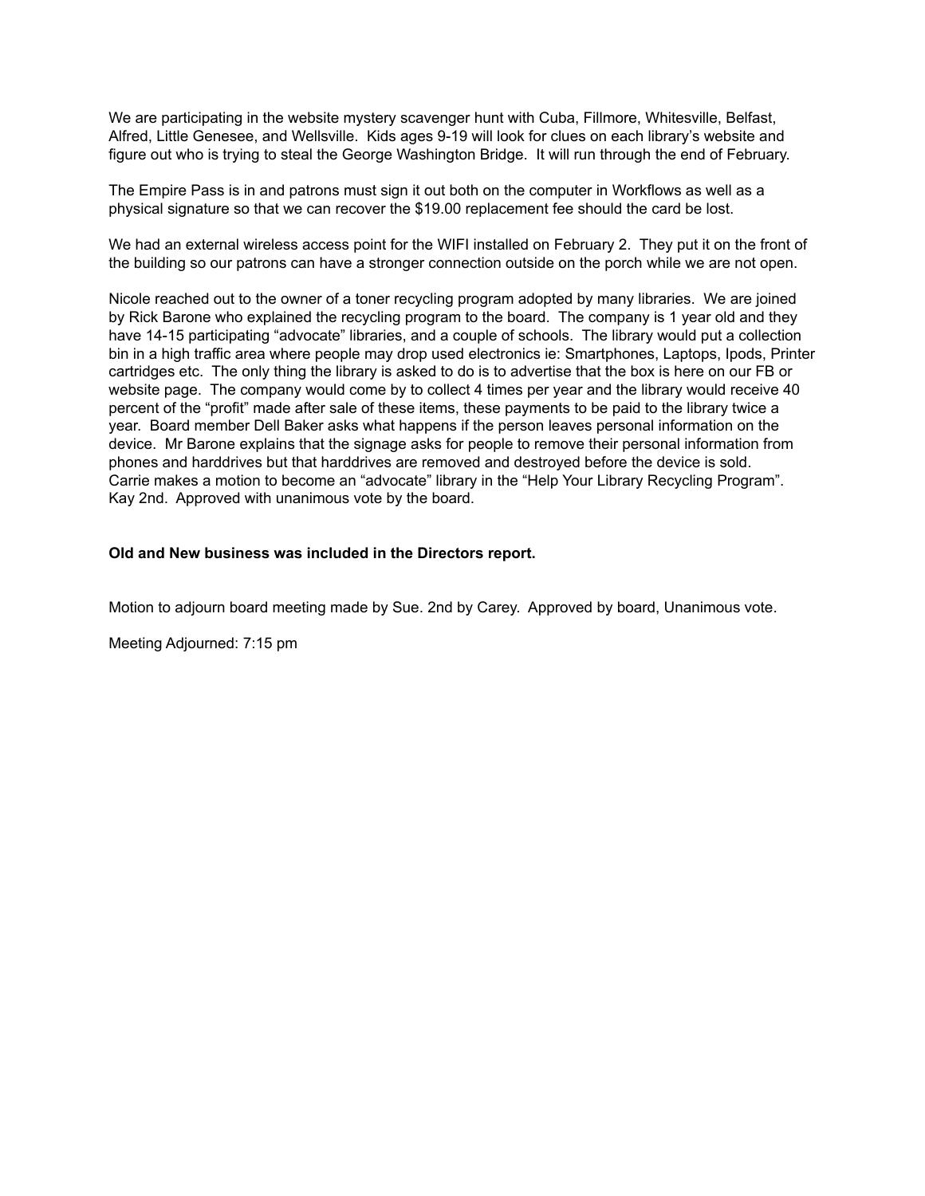We are participating in the website mystery scavenger hunt with Cuba, Fillmore, Whitesville, Belfast, Alfred, Little Genesee, and Wellsville. Kids ages 9-19 will look for clues on each library's website and figure out who is trying to steal the George Washington Bridge. It will run through the end of February.

The Empire Pass is in and patrons must sign it out both on the computer in Workflows as well as a physical signature so that we can recover the $19.00 replacement fee should the card be lost.

We had an external wireless access point for the WIFI installed on February 2. They put it on the front of the building so our patrons can have a stronger connection outside on the porch while we are not open.

Nicole reached out to the owner of a toner recycling program adopted by many libraries. We are joined by Rick Barone who explained the recycling program to the board. The company is 1 year old and they have 14-15 participating "advocate" libraries, and a couple of schools. The library would put a collection bin in a high traffic area where people may drop used electronics ie: Smartphones, Laptops, Ipods, Printer cartridges etc. The only thing the library is asked to do is to advertise that the box is here on our FB or website page. The company would come by to collect 4 times per year and the library would receive 40 percent of the "profit" made after sale of these items, these payments to be paid to the library twice a year. Board member Dell Baker asks what happens if the person leaves personal information on the device. Mr Barone explains that the signage asks for people to remove their personal information from phones and harddrives but that harddrives are removed and destroyed before the device is sold. Carrie makes a motion to become an "advocate" library in the "Help Your Library Recycling Program". Kay 2nd. Approved with unanimous vote by the board.

**Old and New business was included in the Directors report.**

Motion to adjourn board meeting made by Sue. 2nd by Carey. Approved by board, Unanimous vote.

Meeting Adjourned: 7:15 pm